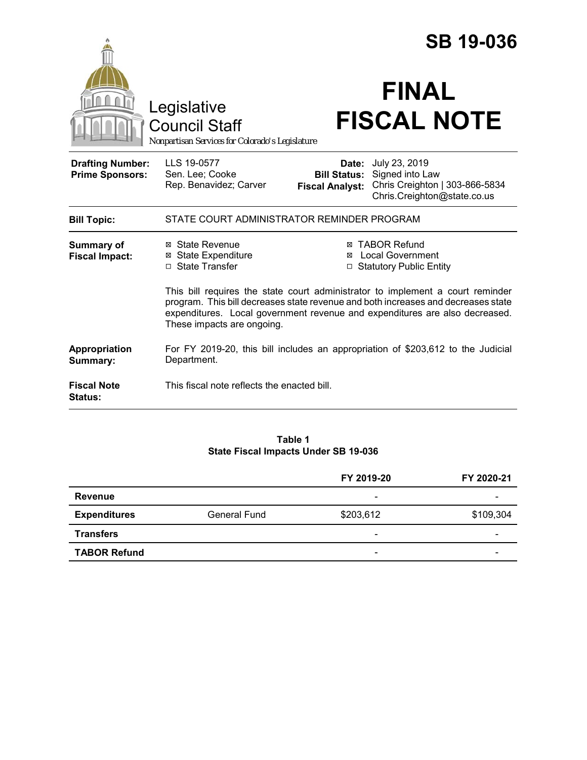# SB 19-036

Legislative Council Staff

*Nonpartisan Services for Colorado's Legislature*

# FINAL FISCAL NOTE

| | | | |
|---|---|---|---|
| **Drafting Number:** | LLS 19-0577 | **Date:** | July 23, 2019 |
| **Prime Sponsors:** | Sen. Lee; Cooke | **Bill Status:** | Signed into Law |
| | Rep. Benavidez; Carver | **Fiscal Analyst:** | Chris Creighton \| 303-866-5834 |
| | | | Chris.Creighton@state.co.us |

**Bill Topic:** STATE COURT ADMINISTRATOR REMINDER PROGRAM

**Summary of Fiscal Impact:**

- ☒ State Revenue
- ☒ State Expenditure
- ☐ State Transfer
- ☒ TABOR Refund
- ☒ Local Government
- ☐ Statutory Public Entity

This bill requires the state court administrator to implement a court reminder program. This bill decreases state revenue and both increases and decreases state expenditures. Local government revenue and expenditures are also decreased. These impacts are ongoing.

**Appropriation Summary:** For FY 2019-20, this bill includes an appropriation of $203,612 to the Judicial Department.

**Fiscal Note Status:** This fiscal note reflects the enacted bill.

**Table 1**
**State Fiscal Impacts Under SB 19-036**

| | | FY 2019-20 | FY 2020-21 |
|---|---|---|---|
| **Revenue** | | - | - |
| **Expenditures** | General Fund | $203,612 | $109,304 |
| **Transfers** | | - | - |
| **TABOR Refund** | | - | - |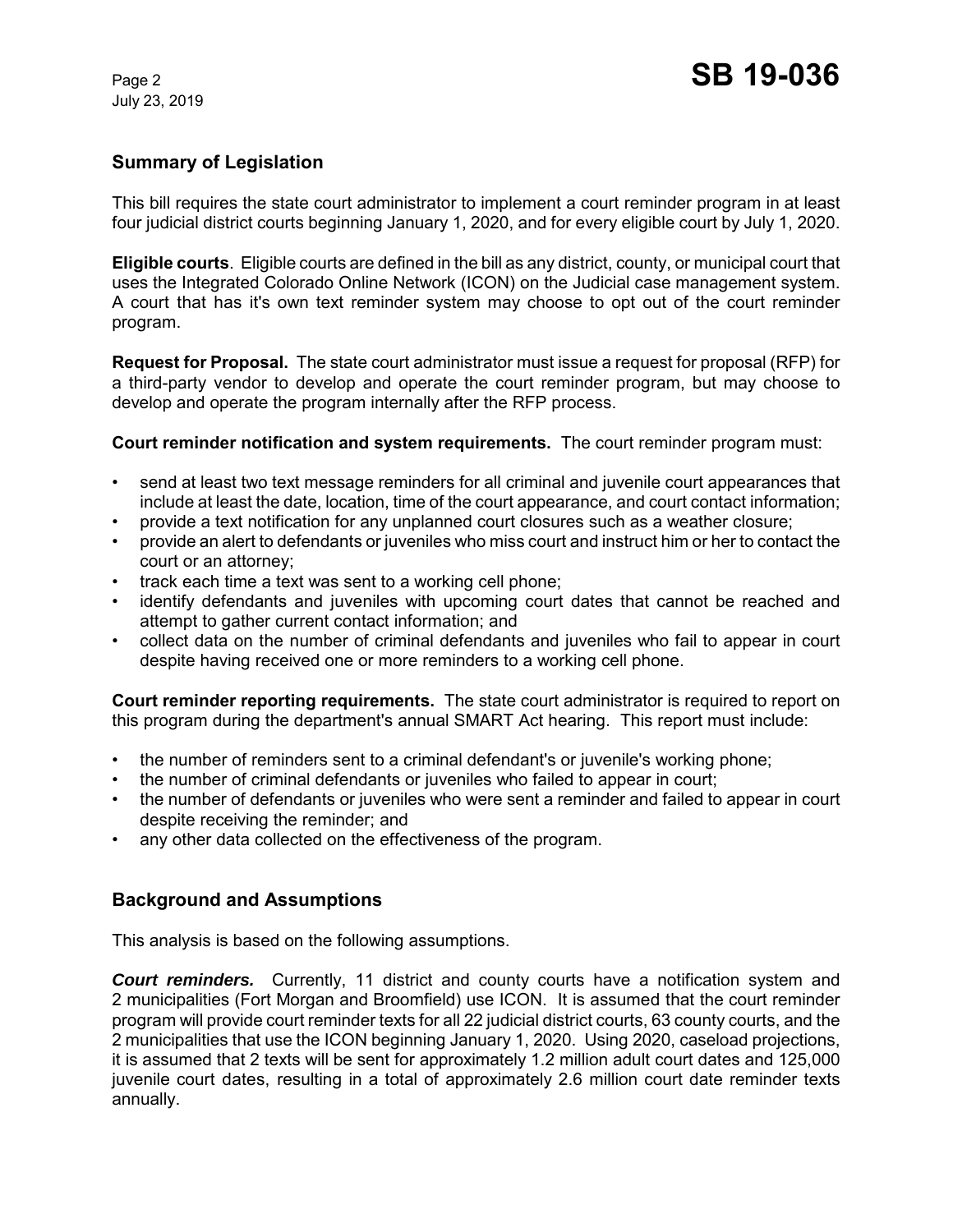## Summary of Legislation

This bill requires the state court administrator to implement a court reminder program in at least four judicial district courts beginning January 1, 2020, and for every eligible court by July 1, 2020.

**Eligible courts**. Eligible courts are defined in the bill as any district, county, or municipal court that uses the Integrated Colorado Online Network (ICON) on the Judicial case management system. A court that has it's own text reminder system may choose to opt out of the court reminder program.

**Request for Proposal.** The state court administrator must issue a request for proposal (RFP) for a third-party vendor to develop and operate the court reminder program, but may choose to develop and operate the program internally after the RFP process.

**Court reminder notification and system requirements.** The court reminder program must:

- send at least two text message reminders for all criminal and juvenile court appearances that include at least the date, location, time of the court appearance, and court contact information;
- provide a text notification for any unplanned court closures such as a weather closure;
- provide an alert to defendants or juveniles who miss court and instruct him or her to contact the court or an attorney;
- track each time a text was sent to a working cell phone;
- identify defendants and juveniles with upcoming court dates that cannot be reached and attempt to gather current contact information; and
- collect data on the number of criminal defendants and juveniles who fail to appear in court despite having received one or more reminders to a working cell phone.

**Court reminder reporting requirements.** The state court administrator is required to report on this program during the department's annual SMART Act hearing. This report must include:

- the number of reminders sent to a criminal defendant's or juvenile's working phone;
- the number of criminal defendants or juveniles who failed to appear in court;
- the number of defendants or juveniles who were sent a reminder and failed to appear in court despite receiving the reminder; and
- any other data collected on the effectiveness of the program.

## Background and Assumptions

This analysis is based on the following assumptions.

***Court reminders.*** Currently, 11 district and county courts have a notification system and 2 municipalities (Fort Morgan and Broomfield) use ICON. It is assumed that the court reminder program will provide court reminder texts for all 22 judicial district courts, 63 county courts, and the 2 municipalities that use the ICON beginning January 1, 2020. Using 2020, caseload projections, it is assumed that 2 texts will be sent for approximately 1.2 million adult court dates and 125,000 juvenile court dates, resulting in a total of approximately 2.6 million court date reminder texts annually.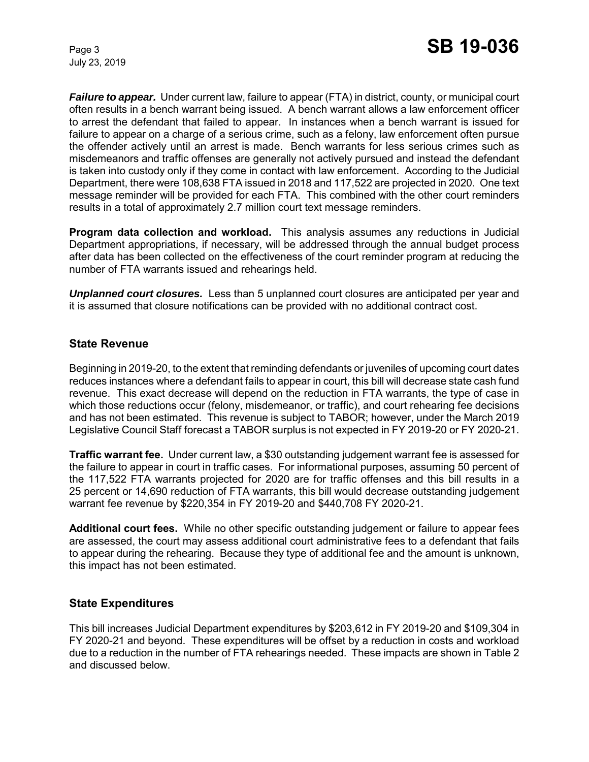***Failure to appear.*** Under current law, failure to appear (FTA) in district, county, or municipal court often results in a bench warrant being issued. A bench warrant allows a law enforcement officer to arrest the defendant that failed to appear. In instances when a bench warrant is issued for failure to appear on a charge of a serious crime, such as a felony, law enforcement often pursue the offender actively until an arrest is made. Bench warrants for less serious crimes such as misdemeanors and traffic offenses are generally not actively pursued and instead the defendant is taken into custody only if they come in contact with law enforcement. According to the Judicial Department, there were 108,638 FTA issued in 2018 and 117,522 are projected in 2020. One text message reminder will be provided for each FTA. This combined with the other court reminders results in a total of approximately 2.7 million court text message reminders.

**Program data collection and workload.** This analysis assumes any reductions in Judicial Department appropriations, if necessary, will be addressed through the annual budget process after data has been collected on the effectiveness of the court reminder program at reducing the number of FTA warrants issued and rehearings held.

***Unplanned court closures.*** Less than 5 unplanned court closures are anticipated per year and it is assumed that closure notifications can be provided with no additional contract cost.

## State Revenue

Beginning in 2019-20, to the extent that reminding defendants or juveniles of upcoming court dates reduces instances where a defendant fails to appear in court, this bill will decrease state cash fund revenue. This exact decrease will depend on the reduction in FTA warrants, the type of case in which those reductions occur (felony, misdemeanor, or traffic), and court rehearing fee decisions and has not been estimated. This revenue is subject to TABOR; however, under the March 2019 Legislative Council Staff forecast a TABOR surplus is not expected in FY 2019-20 or FY 2020-21.

**Traffic warrant fee.** Under current law, a $30 outstanding judgement warrant fee is assessed for the failure to appear in court in traffic cases. For informational purposes, assuming 50 percent of the 117,522 FTA warrants projected for 2020 are for traffic offenses and this bill results in a 25 percent or 14,690 reduction of FTA warrants, this bill would decrease outstanding judgement warrant fee revenue by $220,354 in FY 2019-20 and $440,708 FY 2020-21.

**Additional court fees.** While no other specific outstanding judgement or failure to appear fees are assessed, the court may assess additional court administrative fees to a defendant that fails to appear during the rehearing. Because they type of additional fee and the amount is unknown, this impact has not been estimated.

## State Expenditures

This bill increases Judicial Department expenditures by $203,612 in FY 2019-20 and $109,304 in FY 2020-21 and beyond. These expenditures will be offset by a reduction in costs and workload due to a reduction in the number of FTA rehearings needed. These impacts are shown in Table 2 and discussed below.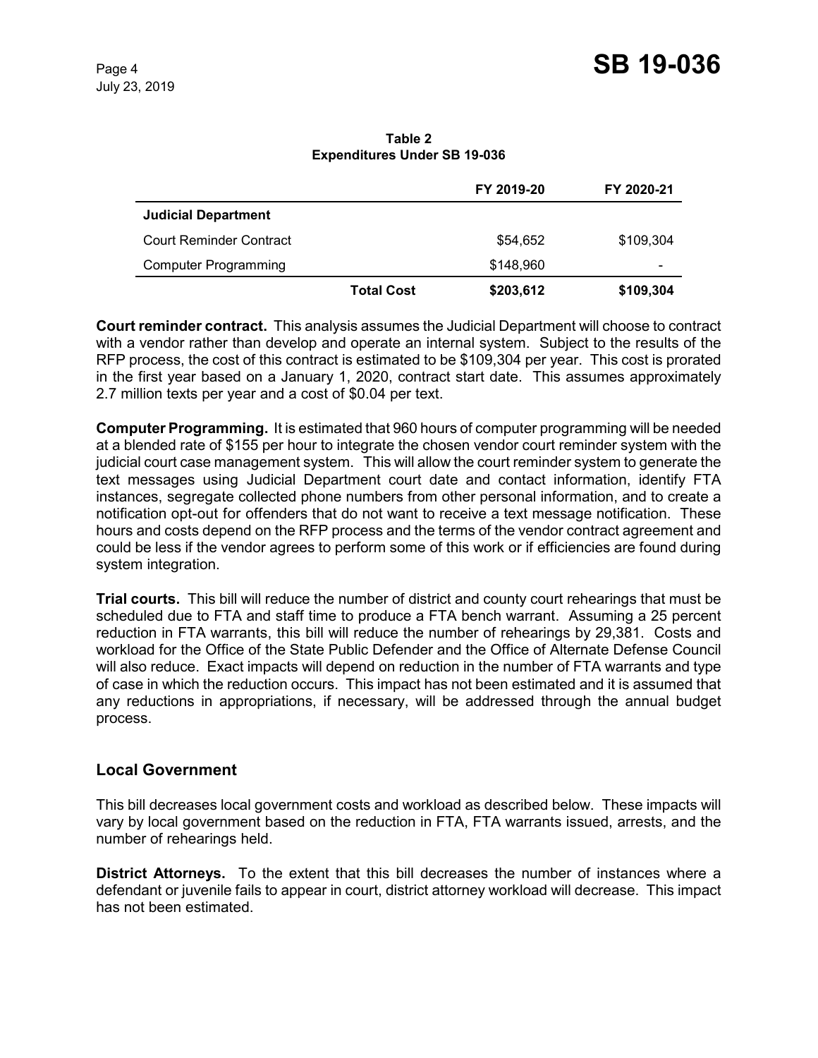**Table 2**
**Expenditures Under SB 19-036**

| | | FY 2019-20 | FY 2020-21 |
|---|---|---|---|
| **Judicial Department** | | | |
| Court Reminder Contract | | $54,652 | $109,304 |
| Computer Programming | | $148,960 | - |
| | **Total Cost** | **$203,612** | **$109,304** |

**Court reminder contract.** This analysis assumes the Judicial Department will choose to contract with a vendor rather than develop and operate an internal system. Subject to the results of the RFP process, the cost of this contract is estimated to be $109,304 per year. This cost is prorated in the first year based on a January 1, 2020, contract start date. This assumes approximately 2.7 million texts per year and a cost of $0.04 per text.

**Computer Programming.** It is estimated that 960 hours of computer programming will be needed at a blended rate of $155 per hour to integrate the chosen vendor court reminder system with the judicial court case management system. This will allow the court reminder system to generate the text messages using Judicial Department court date and contact information, identify FTA instances, segregate collected phone numbers from other personal information, and to create a notification opt-out for offenders that do not want to receive a text message notification. These hours and costs depend on the RFP process and the terms of the vendor contract agreement and could be less if the vendor agrees to perform some of this work or if efficiencies are found during system integration.

**Trial courts.** This bill will reduce the number of district and county court rehearings that must be scheduled due to FTA and staff time to produce a FTA bench warrant. Assuming a 25 percent reduction in FTA warrants, this bill will reduce the number of rehearings by 29,381. Costs and workload for the Office of the State Public Defender and the Office of Alternate Defense Council will also reduce. Exact impacts will depend on reduction in the number of FTA warrants and type of case in which the reduction occurs. This impact has not been estimated and it is assumed that any reductions in appropriations, if necessary, will be addressed through the annual budget process.

## Local Government

This bill decreases local government costs and workload as described below. These impacts will vary by local government based on the reduction in FTA, FTA warrants issued, arrests, and the number of rehearings held.

**District Attorneys.** To the extent that this bill decreases the number of instances where a defendant or juvenile fails to appear in court, district attorney workload will decrease. This impact has not been estimated.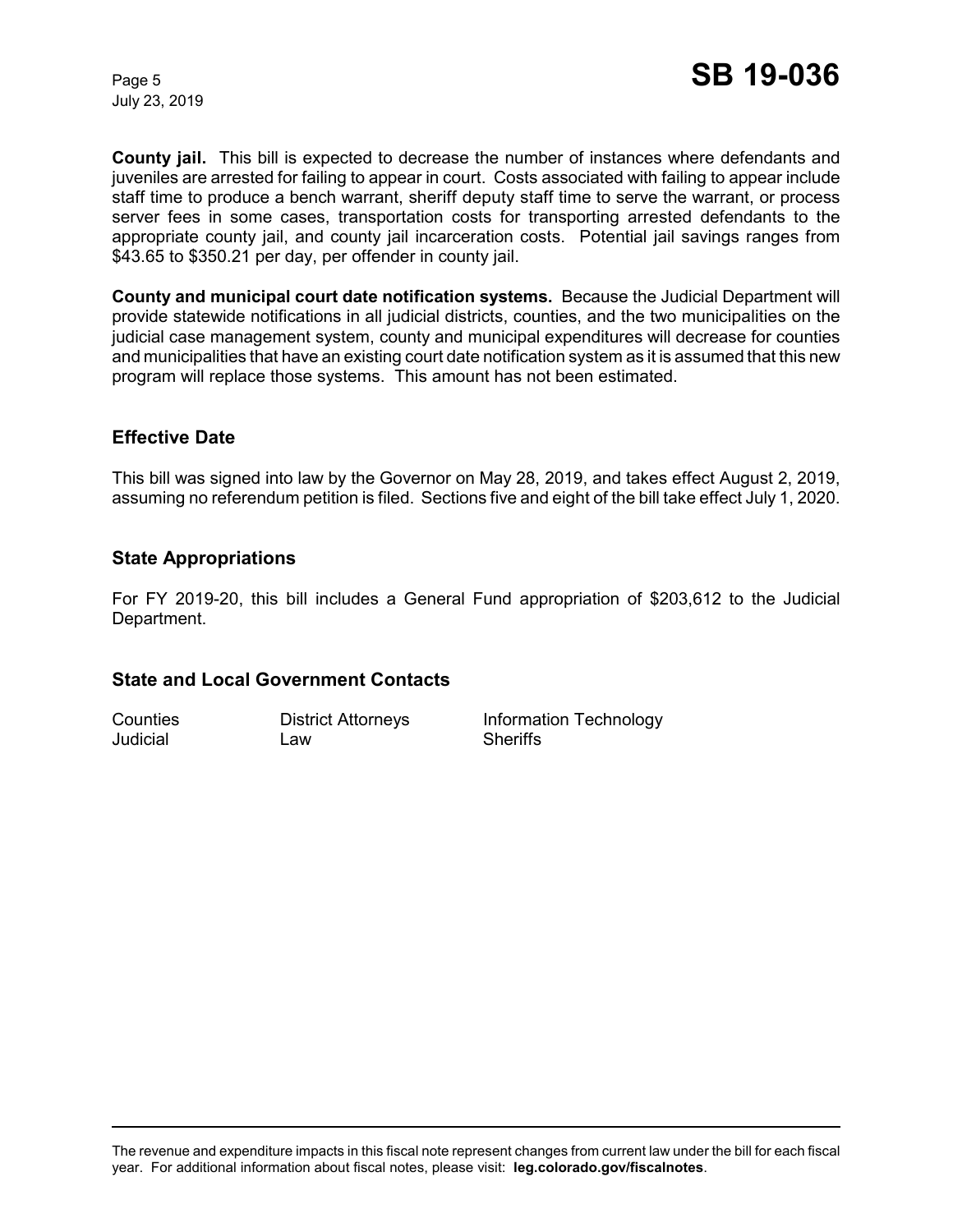**County jail.** This bill is expected to decrease the number of instances where defendants and juveniles are arrested for failing to appear in court. Costs associated with failing to appear include staff time to produce a bench warrant, sheriff deputy staff time to serve the warrant, or process server fees in some cases, transportation costs for transporting arrested defendants to the appropriate county jail, and county jail incarceration costs. Potential jail savings ranges from $43.65 to $350.21 per day, per offender in county jail.

**County and municipal court date notification systems.** Because the Judicial Department will provide statewide notifications in all judicial districts, counties, and the two municipalities on the judicial case management system, county and municipal expenditures will decrease for counties and municipalities that have an existing court date notification system as it is assumed that this new program will replace those systems. This amount has not been estimated.

## Effective Date

This bill was signed into law by the Governor on May 28, 2019, and takes effect August 2, 2019, assuming no referendum petition is filed. Sections five and eight of the bill take effect July 1, 2020.

## State Appropriations

For FY 2019-20, this bill includes a General Fund appropriation of $203,612 to the Judicial Department.

## State and Local Government Contacts

| | | |
|---|---|---|
| Counties | District Attorneys | Information Technology |
| Judicial | Law | Sheriffs |

The revenue and expenditure impacts in this fiscal note represent changes from current law under the bill for each fiscal year. For additional information about fiscal notes, please visit: **leg.colorado.gov/fiscalnotes**.